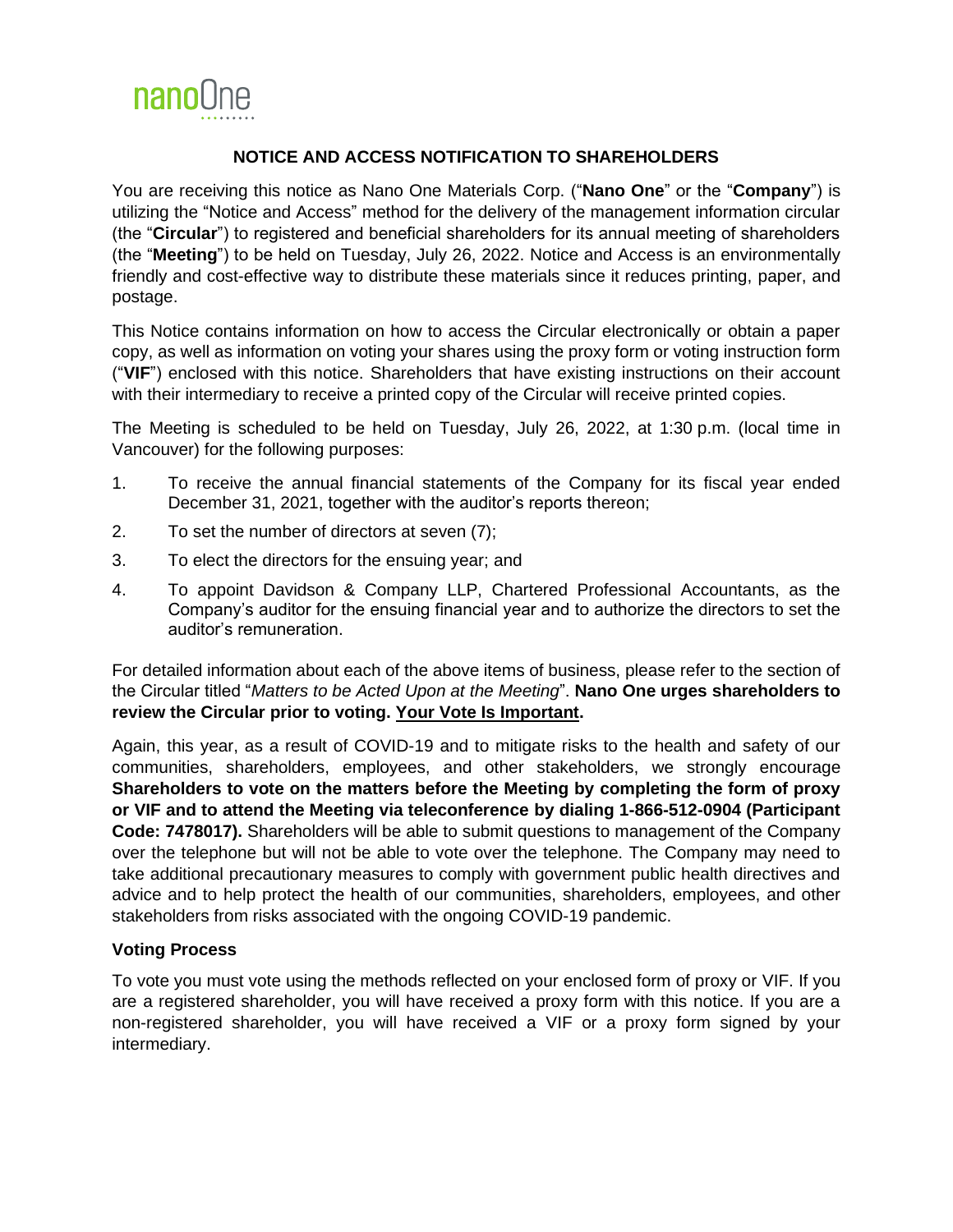nanoOne

## NOTICE AND ACCESS NOTIFICATION TO SHAREHOLDERS

You are receiving this notice as Nano One Materials Corp. ("**Nano One**" or the "**Company**") is utilizing the "Notice and Access" method for the delivery of the management information circular (the "**Circular**") to registered and beneficial shareholders for its annual meeting of shareholders (the "**Meeting**") to be held on Tuesday, July 26, 2022. Notice and Access is an environmentally friendly and cost-effective way to distribute these materials since it reduces printing, paper, and postage.

This Notice contains information on how to access the Circular electronically or obtain a paper copy, as well as information on voting your shares using the proxy form or voting instruction form ("**VIF**") enclosed with this notice. Shareholders that have existing instructions on their account with their intermediary to receive a printed copy of the Circular will receive printed copies.

The Meeting is scheduled to be held on Tuesday, July 26, 2022, at 1:30 p.m. (local time in Vancouver) for the following purposes:

1. To receive the annual financial statements of the Company for its fiscal year ended December 31, 2021, together with the auditor's reports thereon;
2. To set the number of directors at seven (7);
3. To elect the directors for the ensuing year; and
4. To appoint Davidson & Company LLP, Chartered Professional Accountants, as the Company's auditor for the ensuing financial year and to authorize the directors to set the auditor's remuneration.

For detailed information about each of the above items of business, please refer to the section of the Circular titled "*Matters to be Acted Upon at the Meeting*". **Nano One urges shareholders to review the Circular prior to voting. Your Vote Is Important.**

Again, this year, as a result of COVID-19 and to mitigate risks to the health and safety of our communities, shareholders, employees, and other stakeholders, we strongly encourage **Shareholders to vote on the matters before the Meeting by completing the form of proxy or VIF and to attend the Meeting via teleconference by dialing 1-866-512-0904 (Participant Code: 7478017).** Shareholders will be able to submit questions to management of the Company over the telephone but will not be able to vote over the telephone. The Company may need to take additional precautionary measures to comply with government public health directives and advice and to help protect the health of our communities, shareholders, employees, and other stakeholders from risks associated with the ongoing COVID-19 pandemic.

### Voting Process

To vote you must vote using the methods reflected on your enclosed form of proxy or VIF. If you are a registered shareholder, you will have received a proxy form with this notice. If you are a non-registered shareholder, you will have received a VIF or a proxy form signed by your intermediary.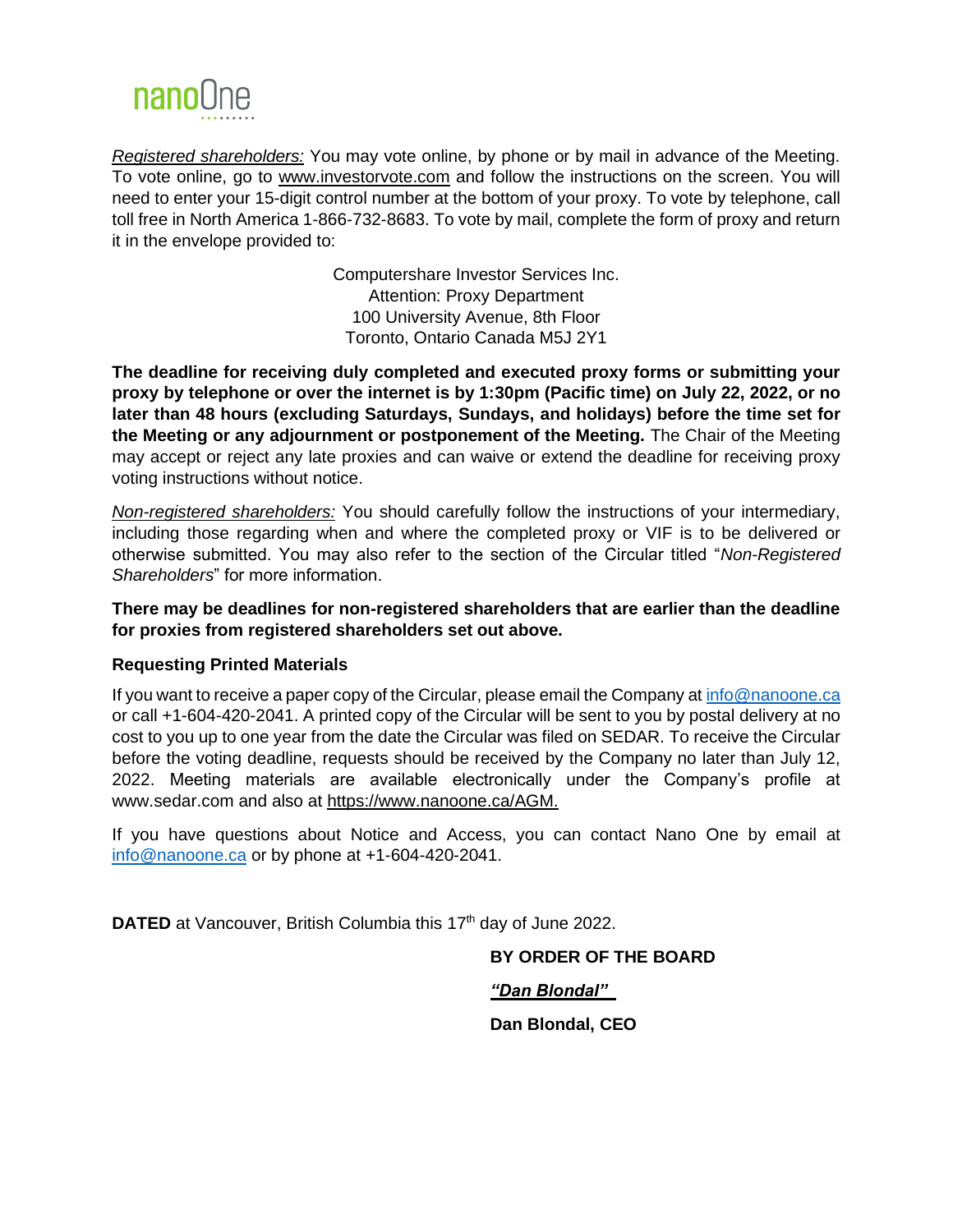*Registered shareholders:* You may vote online, by phone or by mail in advance of the Meeting. To vote online, go to www.investorvote.com and follow the instructions on the screen. You will need to enter your 15-digit control number at the bottom of your proxy. To vote by telephone, call toll free in North America 1-866-732-8683. To vote by mail, complete the form of proxy and return it in the envelope provided to:

Computershare Investor Services Inc.
Attention: Proxy Department
100 University Avenue, 8th Floor
Toronto, Ontario Canada M5J 2Y1

**The deadline for receiving duly completed and executed proxy forms or submitting your proxy by telephone or over the internet is by 1:30pm (Pacific time) on July 22, 2022, or no later than 48 hours (excluding Saturdays, Sundays, and holidays) before the time set for the Meeting or any adjournment or postponement of the Meeting.** The Chair of the Meeting may accept or reject any late proxies and can waive or extend the deadline for receiving proxy voting instructions without notice.

*Non-registered shareholders:* You should carefully follow the instructions of your intermediary, including those regarding when and where the completed proxy or VIF is to be delivered or otherwise submitted. You may also refer to the section of the Circular titled "*Non-Registered Shareholders*" for more information.

**There may be deadlines for non-registered shareholders that are earlier than the deadline for proxies from registered shareholders set out above.**

**Requesting Printed Materials**

If you want to receive a paper copy of the Circular, please email the Company at info@nanoone.ca or call +1-604-420-2041. A printed copy of the Circular will be sent to you by postal delivery at no cost to you up to one year from the date the Circular was filed on SEDAR. To receive the Circular before the voting deadline, requests should be received by the Company no later than July 12, 2022. Meeting materials are available electronically under the Company's profile at www.sedar.com and also at https://www.nanoone.ca/AGM.

If you have questions about Notice and Access, you can contact Nano One by email at info@nanoone.ca or by phone at +1-604-420-2041.

**DATED** at Vancouver, British Columbia this 17th day of June 2022.

**BY ORDER OF THE BOARD**

***"Dan Blondal"***

**Dan Blondal, CEO**